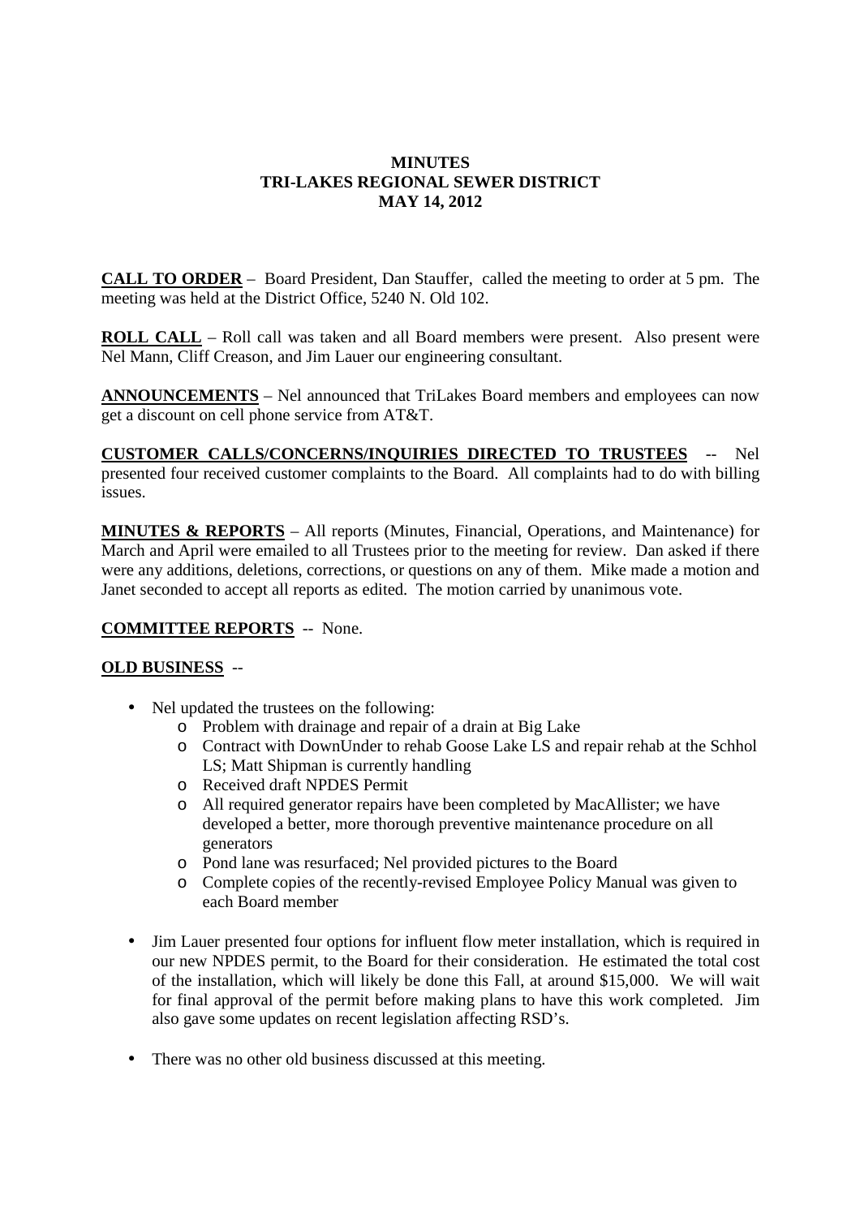**MINUTES**
**TRI-LAKES REGIONAL SEWER DISTRICT**
**MAY 14, 2012**

**CALL TO ORDER** – Board President, Dan Stauffer, called the meeting to order at 5 pm. The meeting was held at the District Office, 5240 N. Old 102.

**ROLL CALL** – Roll call was taken and all Board members were present. Also present were Nel Mann, Cliff Creason, and Jim Lauer our engineering consultant.

**ANNOUNCEMENTS** – Nel announced that TriLakes Board members and employees can now get a discount on cell phone service from AT&T.

**CUSTOMER CALLS/CONCERNS/INQUIRIES DIRECTED TO TRUSTEES** -- Nel presented four received customer complaints to the Board. All complaints had to do with billing issues.

**MINUTES & REPORTS** – All reports (Minutes, Financial, Operations, and Maintenance) for March and April were emailed to all Trustees prior to the meeting for review. Dan asked if there were any additions, deletions, corrections, or questions on any of them. Mike made a motion and Janet seconded to accept all reports as edited. The motion carried by unanimous vote.

**COMMITTEE REPORTS** -- None.

**OLD BUSINESS** --

- Nel updated the trustees on the following:
  - Problem with drainage and repair of a drain at Big Lake
  - Contract with DownUnder to rehab Goose Lake LS and repair rehab at the Schhol LS; Matt Shipman is currently handling
  - Received draft NPDES Permit
  - All required generator repairs have been completed by MacAllister; we have developed a better, more thorough preventive maintenance procedure on all generators
  - Pond lane was resurfaced; Nel provided pictures to the Board
  - Complete copies of the recently-revised Employee Policy Manual was given to each Board member
- Jim Lauer presented four options for influent flow meter installation, which is required in our new NPDES permit, to the Board for their consideration. He estimated the total cost of the installation, which will likely be done this Fall, at around $15,000. We will wait for final approval of the permit before making plans to have this work completed. Jim also gave some updates on recent legislation affecting RSD's.
- There was no other old business discussed at this meeting.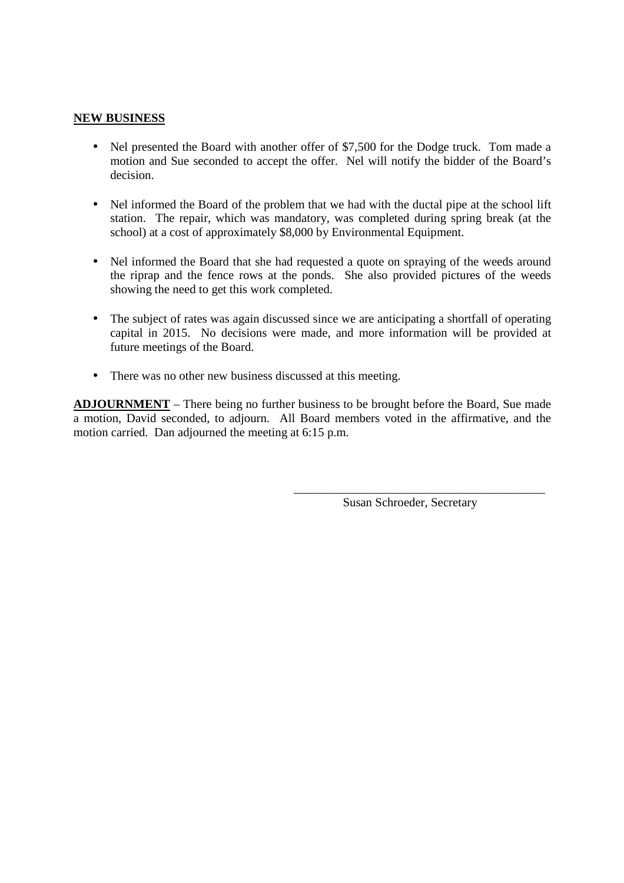**NEW BUSINESS**

- Nel presented the Board with another offer of $7,500 for the Dodge truck. Tom made a motion and Sue seconded to accept the offer. Nel will notify the bidder of the Board's decision.
- Nel informed the Board of the problem that we had with the ductal pipe at the school lift station. The repair, which was mandatory, was completed during spring break (at the school) at a cost of approximately $8,000 by Environmental Equipment.
- Nel informed the Board that she had requested a quote on spraying of the weeds around the riprap and the fence rows at the ponds. She also provided pictures of the weeds showing the need to get this work completed.
- The subject of rates was again discussed since we are anticipating a shortfall of operating capital in 2015. No decisions were made, and more information will be provided at future meetings of the Board.
- There was no other new business discussed at this meeting.

**ADJOURNMENT** – There being no further business to be brought before the Board, Sue made a motion, David seconded, to adjourn. All Board members voted in the affirmative, and the motion carried. Dan adjourned the meeting at 6:15 p.m.

\_\_\_\_\_\_\_\_\_\_\_\_\_\_\_\_\_\_\_\_\_\_\_\_\_\_\_\_\_\_\_\_\_\_\_\_\_\_\_\_

Susan Schroeder, Secretary